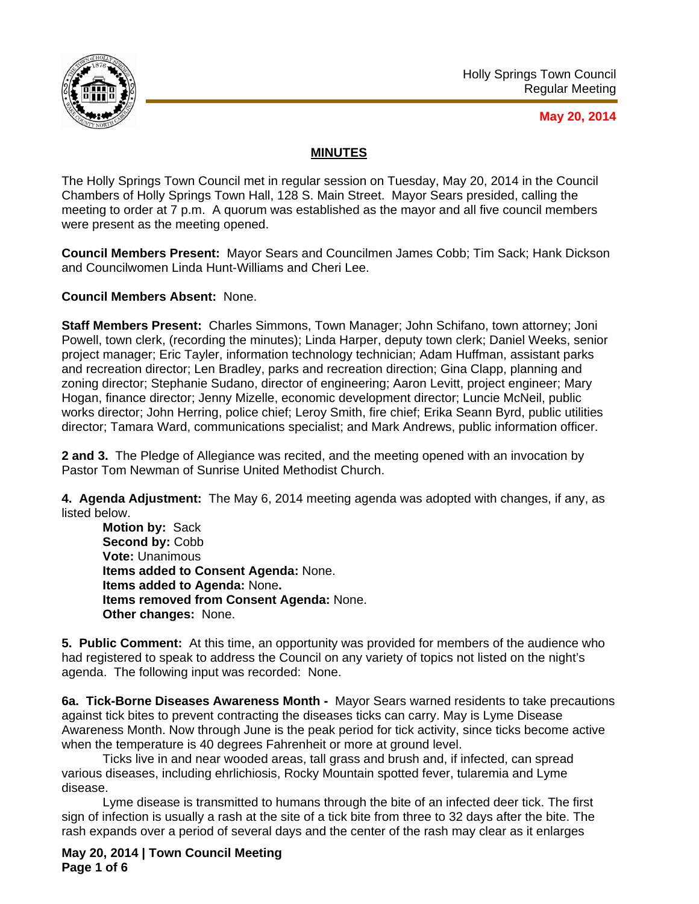Holly Springs Town Council
Regular Meeting

**May 20, 2014**

## MINUTES

The Holly Springs Town Council met in regular session on Tuesday, May 20, 2014 in the Council Chambers of Holly Springs Town Hall, 128 S. Main Street. Mayor Sears presided, calling the meeting to order at 7 p.m. A quorum was established as the mayor and all five council members were present as the meeting opened.

**Council Members Present:** Mayor Sears and Councilmen James Cobb; Tim Sack; Hank Dickson and Councilwomen Linda Hunt-Williams and Cheri Lee.

**Council Members Absent:** None.

**Staff Members Present:** Charles Simmons, Town Manager; John Schifano, town attorney; Joni Powell, town clerk, (recording the minutes); Linda Harper, deputy town clerk; Daniel Weeks, senior project manager; Eric Tayler, information technology technician; Adam Huffman, assistant parks and recreation director; Len Bradley, parks and recreation direction; Gina Clapp, planning and zoning director; Stephanie Sudano, director of engineering; Aaron Levitt, project engineer; Mary Hogan, finance director; Jenny Mizelle, economic development director; Luncie McNeil, public works director; John Herring, police chief; Leroy Smith, fire chief; Erika Seann Byrd, public utilities director; Tamara Ward, communications specialist; and Mark Andrews, public information officer.

**2 and 3.** The Pledge of Allegiance was recited, and the meeting opened with an invocation by Pastor Tom Newman of Sunrise United Methodist Church.

**4. Agenda Adjustment:** The May 6, 2014 meeting agenda was adopted with changes, if any, as listed below.

**Motion by:** Sack
**Second by:** Cobb
**Vote:** Unanimous
**Items added to Consent Agenda:** None.
**Items added to Agenda:** None**.**
**Items removed from Consent Agenda:** None.
**Other changes:** None.

**5. Public Comment:** At this time, an opportunity was provided for members of the audience who had registered to speak to address the Council on any variety of topics not listed on the night's agenda. The following input was recorded: None.

**6a. Tick-Borne Diseases Awareness Month -** Mayor Sears warned residents to take precautions against tick bites to prevent contracting the diseases ticks can carry. May is Lyme Disease Awareness Month. Now through June is the peak period for tick activity, since ticks become active when the temperature is 40 degrees Fahrenheit or more at ground level.

Ticks live in and near wooded areas, tall grass and brush and, if infected, can spread various diseases, including ehrlichiosis, Rocky Mountain spotted fever, tularemia and Lyme disease.

Lyme disease is transmitted to humans through the bite of an infected deer tick. The first sign of infection is usually a rash at the site of a tick bite from three to 32 days after the bite. The rash expands over a period of several days and the center of the rash may clear as it enlarges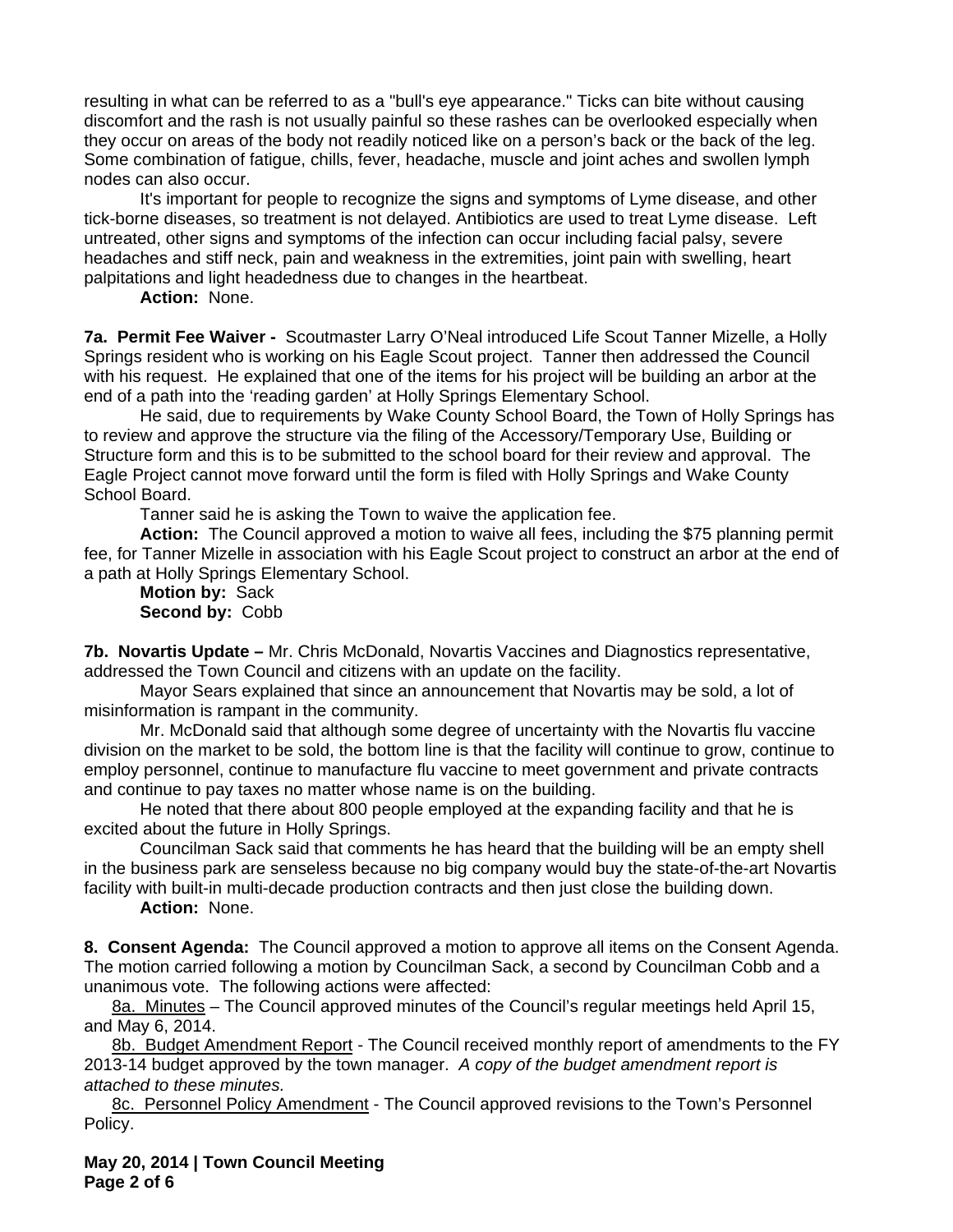resulting in what can be referred to as a "bull's eye appearance." Ticks can bite without causing discomfort and the rash is not usually painful so these rashes can be overlooked especially when they occur on areas of the body not readily noticed like on a person's back or the back of the leg. Some combination of fatigue, chills, fever, headache, muscle and joint aches and swollen lymph nodes can also occur.

It's important for people to recognize the signs and symptoms of Lyme disease, and other tick-borne diseases, so treatment is not delayed. Antibiotics are used to treat Lyme disease. Left untreated, other signs and symptoms of the infection can occur including facial palsy, severe headaches and stiff neck, pain and weakness in the extremities, joint pain with swelling, heart palpitations and light headedness due to changes in the heartbeat.

**Action:** None.

**7a. Permit Fee Waiver -** Scoutmaster Larry O'Neal introduced Life Scout Tanner Mizelle, a Holly Springs resident who is working on his Eagle Scout project. Tanner then addressed the Council with his request. He explained that one of the items for his project will be building an arbor at the end of a path into the 'reading garden' at Holly Springs Elementary School.

He said, due to requirements by Wake County School Board, the Town of Holly Springs has to review and approve the structure via the filing of the Accessory/Temporary Use, Building or Structure form and this is to be submitted to the school board for their review and approval. The Eagle Project cannot move forward until the form is filed with Holly Springs and Wake County School Board.

Tanner said he is asking the Town to waive the application fee.

**Action:** The Council approved a motion to waive all fees, including the $75 planning permit fee, for Tanner Mizelle in association with his Eagle Scout project to construct an arbor at the end of a path at Holly Springs Elementary School.

**Motion by:** Sack
**Second by:** Cobb

**7b. Novartis Update –** Mr. Chris McDonald, Novartis Vaccines and Diagnostics representative, addressed the Town Council and citizens with an update on the facility.

Mayor Sears explained that since an announcement that Novartis may be sold, a lot of misinformation is rampant in the community.

Mr. McDonald said that although some degree of uncertainty with the Novartis flu vaccine division on the market to be sold, the bottom line is that the facility will continue to grow, continue to employ personnel, continue to manufacture flu vaccine to meet government and private contracts and continue to pay taxes no matter whose name is on the building.

He noted that there about 800 people employed at the expanding facility and that he is excited about the future in Holly Springs.

Councilman Sack said that comments he has heard that the building will be an empty shell in the business park are senseless because no big company would buy the state-of-the-art Novartis facility with built-in multi-decade production contracts and then just close the building down.

**Action:** None.

**8. Consent Agenda:** The Council approved a motion to approve all items on the Consent Agenda. The motion carried following a motion by Councilman Sack, a second by Councilman Cobb and a unanimous vote. The following actions were affected:

8a. Minutes – The Council approved minutes of the Council's regular meetings held April 15, and May 6, 2014.

8b. Budget Amendment Report - The Council received monthly report of amendments to the FY 2013-14 budget approved by the town manager. *A copy of the budget amendment report is attached to these minutes.*

8c. Personnel Policy Amendment - The Council approved revisions to the Town's Personnel Policy.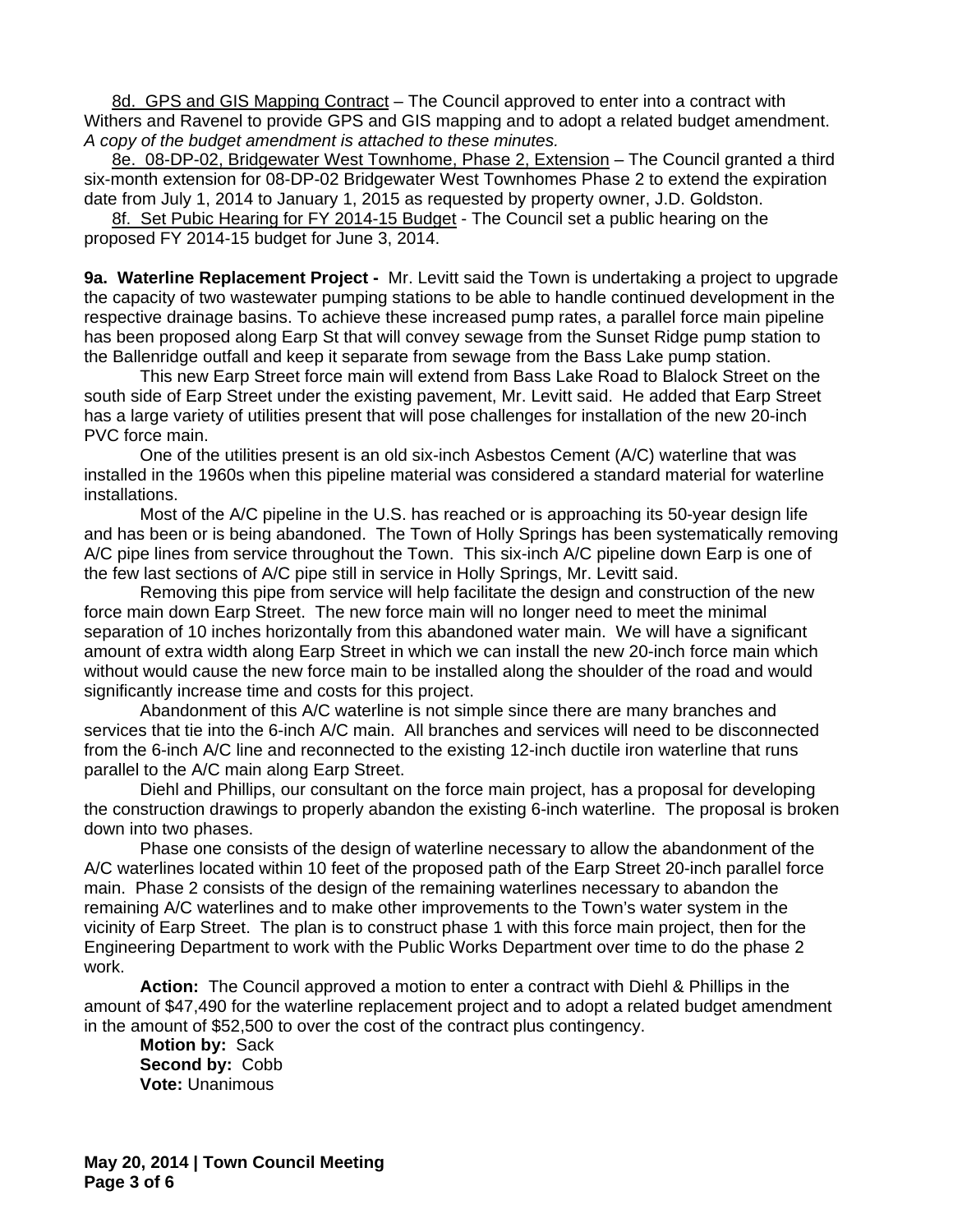8d. GPS and GIS Mapping Contract – The Council approved to enter into a contract with Withers and Ravenel to provide GPS and GIS mapping and to adopt a related budget amendment. *A copy of the budget amendment is attached to these minutes.*

8e. 08-DP-02, Bridgewater West Townhome, Phase 2, Extension – The Council granted a third six-month extension for 08-DP-02 Bridgewater West Townhomes Phase 2 to extend the expiration date from July 1, 2014 to January 1, 2015 as requested by property owner, J.D. Goldston.

8f. Set Pubic Hearing for FY 2014-15 Budget - The Council set a public hearing on the proposed FY 2014-15 budget for June 3, 2014.

**9a. Waterline Replacement Project -** Mr. Levitt said the Town is undertaking a project to upgrade the capacity of two wastewater pumping stations to be able to handle continued development in the respective drainage basins. To achieve these increased pump rates, a parallel force main pipeline has been proposed along Earp St that will convey sewage from the Sunset Ridge pump station to the Ballenridge outfall and keep it separate from sewage from the Bass Lake pump station.

This new Earp Street force main will extend from Bass Lake Road to Blalock Street on the south side of Earp Street under the existing pavement, Mr. Levitt said. He added that Earp Street has a large variety of utilities present that will pose challenges for installation of the new 20-inch PVC force main.

One of the utilities present is an old six-inch Asbestos Cement (A/C) waterline that was installed in the 1960s when this pipeline material was considered a standard material for waterline installations.

Most of the A/C pipeline in the U.S. has reached or is approaching its 50-year design life and has been or is being abandoned. The Town of Holly Springs has been systematically removing A/C pipe lines from service throughout the Town. This six-inch A/C pipeline down Earp is one of the few last sections of A/C pipe still in service in Holly Springs, Mr. Levitt said.

Removing this pipe from service will help facilitate the design and construction of the new force main down Earp Street. The new force main will no longer need to meet the minimal separation of 10 inches horizontally from this abandoned water main. We will have a significant amount of extra width along Earp Street in which we can install the new 20-inch force main which without would cause the new force main to be installed along the shoulder of the road and would significantly increase time and costs for this project.

Abandonment of this A/C waterline is not simple since there are many branches and services that tie into the 6-inch A/C main. All branches and services will need to be disconnected from the 6-inch A/C line and reconnected to the existing 12-inch ductile iron waterline that runs parallel to the A/C main along Earp Street.

Diehl and Phillips, our consultant on the force main project, has a proposal for developing the construction drawings to properly abandon the existing 6-inch waterline. The proposal is broken down into two phases.

Phase one consists of the design of waterline necessary to allow the abandonment of the A/C waterlines located within 10 feet of the proposed path of the Earp Street 20-inch parallel force main. Phase 2 consists of the design of the remaining waterlines necessary to abandon the remaining A/C waterlines and to make other improvements to the Town's water system in the vicinity of Earp Street. The plan is to construct phase 1 with this force main project, then for the Engineering Department to work with the Public Works Department over time to do the phase 2 work.

**Action:** The Council approved a motion to enter a contract with Diehl & Phillips in the amount of $47,490 for the waterline replacement project and to adopt a related budget amendment in the amount of $52,500 to over the cost of the contract plus contingency.

**Motion by:** Sack
**Second by:** Cobb
**Vote:** Unanimous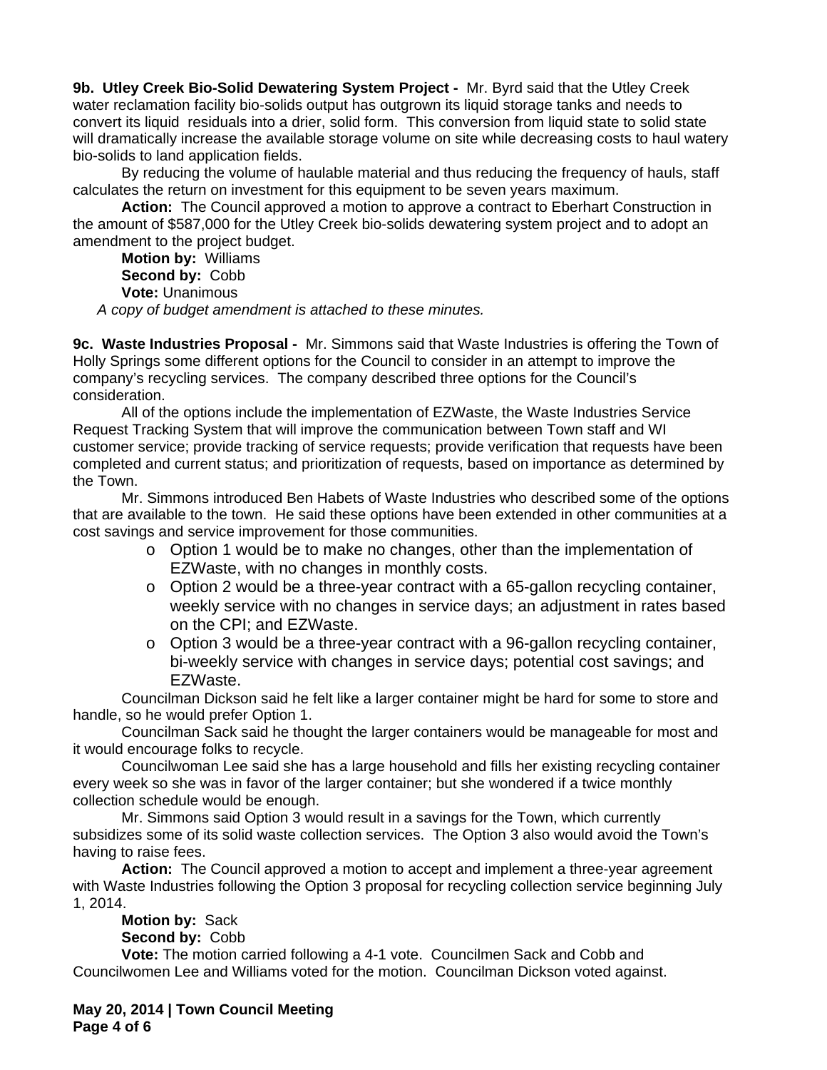**9b. Utley Creek Bio-Solid Dewatering System Project -** Mr. Byrd said that the Utley Creek water reclamation facility bio-solids output has outgrown its liquid storage tanks and needs to convert its liquid residuals into a drier, solid form. This conversion from liquid state to solid state will dramatically increase the available storage volume on site while decreasing costs to haul watery bio-solids to land application fields.

By reducing the volume of haulable material and thus reducing the frequency of hauls, staff calculates the return on investment for this equipment to be seven years maximum.

**Action:** The Council approved a motion to approve a contract to Eberhart Construction in the amount of $587,000 for the Utley Creek bio-solids dewatering system project and to adopt an amendment to the project budget.

**Motion by:** Williams
**Second by:** Cobb
**Vote:** Unanimous

*A copy of budget amendment is attached to these minutes.*

**9c. Waste Industries Proposal -** Mr. Simmons said that Waste Industries is offering the Town of Holly Springs some different options for the Council to consider in an attempt to improve the company's recycling services. The company described three options for the Council's consideration.

All of the options include the implementation of EZWaste, the Waste Industries Service Request Tracking System that will improve the communication between Town staff and WI customer service; provide tracking of service requests; provide verification that requests have been completed and current status; and prioritization of requests, based on importance as determined by the Town.

Mr. Simmons introduced Ben Habets of Waste Industries who described some of the options that are available to the town. He said these options have been extended in other communities at a cost savings and service improvement for those communities.

- Option 1 would be to make no changes, other than the implementation of EZWaste, with no changes in monthly costs.
- Option 2 would be a three-year contract with a 65-gallon recycling container, weekly service with no changes in service days; an adjustment in rates based on the CPI; and EZWaste.
- Option 3 would be a three-year contract with a 96-gallon recycling container, bi-weekly service with changes in service days; potential cost savings; and EZWaste.

Councilman Dickson said he felt like a larger container might be hard for some to store and handle, so he would prefer Option 1.

Councilman Sack said he thought the larger containers would be manageable for most and it would encourage folks to recycle.

Councilwoman Lee said she has a large household and fills her existing recycling container every week so she was in favor of the larger container; but she wondered if a twice monthly collection schedule would be enough.

Mr. Simmons said Option 3 would result in a savings for the Town, which currently subsidizes some of its solid waste collection services. The Option 3 also would avoid the Town's having to raise fees.

**Action:** The Council approved a motion to accept and implement a three-year agreement with Waste Industries following the Option 3 proposal for recycling collection service beginning July 1, 2014.

**Motion by:** Sack
**Second by:** Cobb
**Vote:** The motion carried following a 4-1 vote. Councilmen Sack and Cobb and Councilwomen Lee and Williams voted for the motion. Councilman Dickson voted against.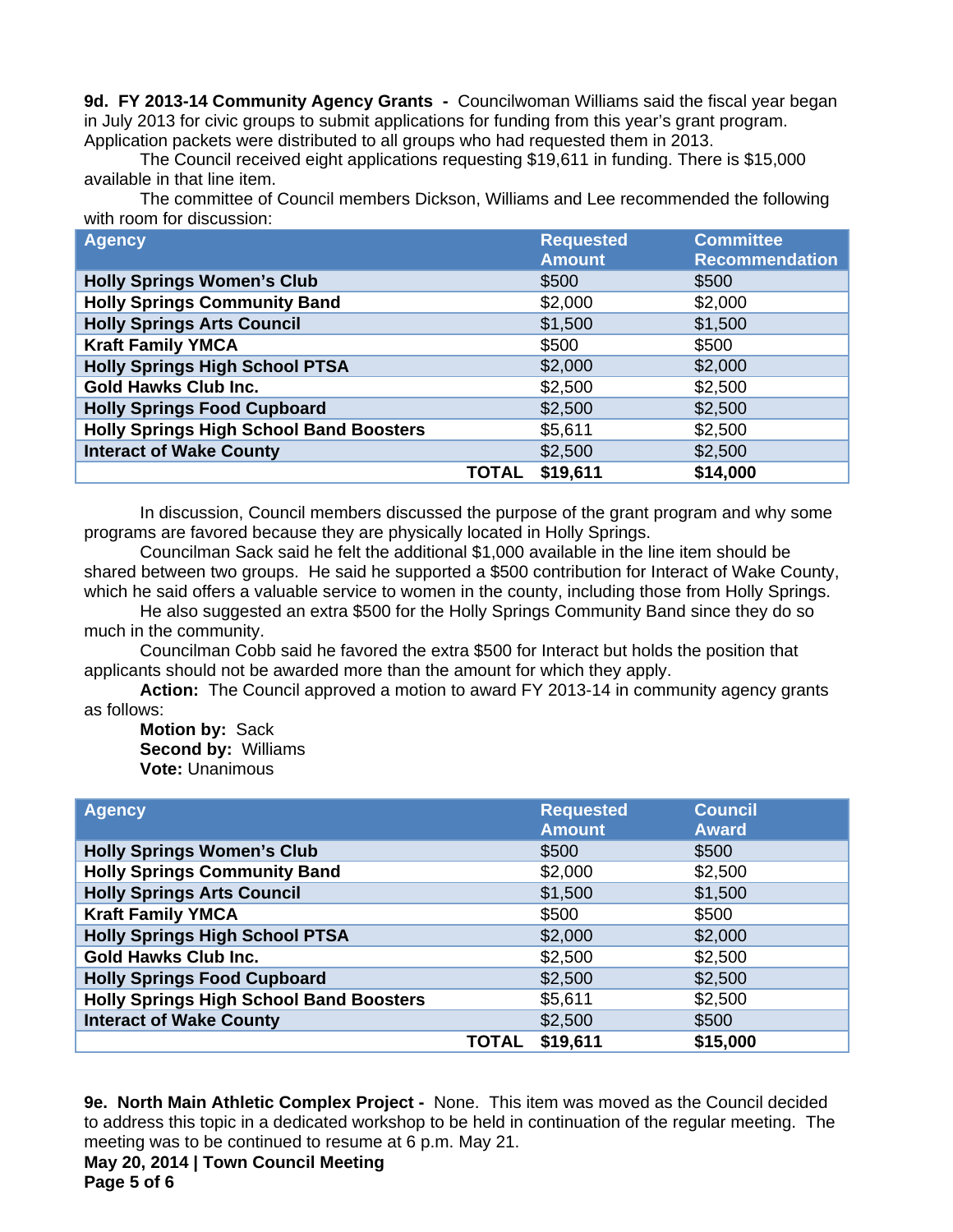**9d. FY 2013-14 Community Agency Grants -** Councilwoman Williams said the fiscal year began in July 2013 for civic groups to submit applications for funding from this year's grant program. Application packets were distributed to all groups who had requested them in 2013.

The Council received eight applications requesting $19,611 in funding. There is $15,000 available in that line item.

The committee of Council members Dickson, Williams and Lee recommended the following with room for discussion:

| Agency | Requested Amount | Committee Recommendation |
|---|---|---|
| **Holly Springs Women's Club** | $500 | $500 |
| **Holly Springs Community Band** | $2,000 | $2,000 |
| **Holly Springs Arts Council** | $1,500 | $1,500 |
| **Kraft Family YMCA** | $500 | $500 |
| **Holly Springs High School PTSA** | $2,000 | $2,000 |
| **Gold Hawks Club Inc.** | $2,500 | $2,500 |
| **Holly Springs Food Cupboard** | $2,500 | $2,500 |
| **Holly Springs High School Band Boosters** | $5,611 | $2,500 |
| **Interact of Wake County** | $2,500 | $2,500 |
| **TOTAL** | **$19,611** | **$14,000** |

In discussion, Council members discussed the purpose of the grant program and why some programs are favored because they are physically located in Holly Springs.

Councilman Sack said he felt the additional $1,000 available in the line item should be shared between two groups. He said he supported a $500 contribution for Interact of Wake County, which he said offers a valuable service to women in the county, including those from Holly Springs.

He also suggested an extra $500 for the Holly Springs Community Band since they do so much in the community.

Councilman Cobb said he favored the extra $500 for Interact but holds the position that applicants should not be awarded more than the amount for which they apply.

**Action:** The Council approved a motion to award FY 2013-14 in community agency grants as follows:

**Motion by:** Sack
**Second by:** Williams
**Vote:** Unanimous

| Agency | Requested Amount | Council Award |
|---|---|---|
| **Holly Springs Women's Club** | $500 | $500 |
| **Holly Springs Community Band** | $2,000 | $2,500 |
| **Holly Springs Arts Council** | $1,500 | $1,500 |
| **Kraft Family YMCA** | $500 | $500 |
| **Holly Springs High School PTSA** | $2,000 | $2,000 |
| **Gold Hawks Club Inc.** | $2,500 | $2,500 |
| **Holly Springs Food Cupboard** | $2,500 | $2,500 |
| **Holly Springs High School Band Boosters** | $5,611 | $2,500 |
| **Interact of Wake County** | $2,500 | $500 |
| **TOTAL** | **$19,611** | **$15,000** |

**9e. North Main Athletic Complex Project -** None. This item was moved as the Council decided to address this topic in a dedicated workshop to be held in continuation of the regular meeting. The meeting was to be continued to resume at 6 p.m. May 21.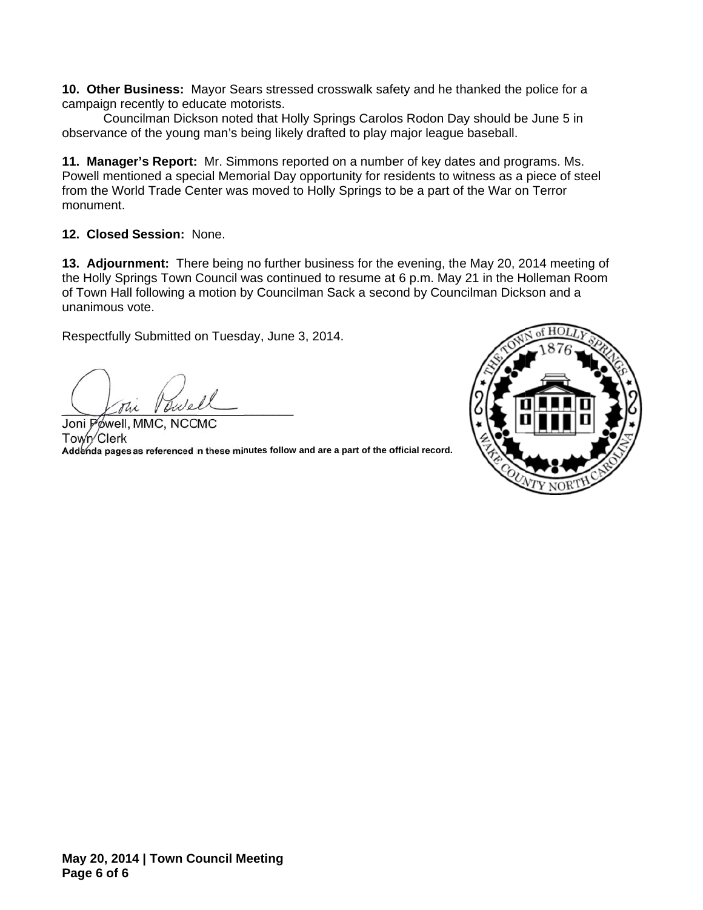**10. Other Business:** Mayor Sears stressed crosswalk safety and he thanked the police for a campaign recently to educate motorists.

Councilman Dickson noted that Holly Springs Carolos Rodon Day should be June 5 in observance of the young man's being likely drafted to play major league baseball.

**11. Manager's Report:** Mr. Simmons reported on a number of key dates and programs. Ms. Powell mentioned a special Memorial Day opportunity for residents to witness as a piece of steel from the World Trade Center was moved to Holly Springs to be a part of the War on Terror monument.

**12. Closed Session:** None.

**13. Adjournment:** There being no further business for the evening, the May 20, 2014 meeting of the Holly Springs Town Council was continued to resume at 6 p.m. May 21 in the Holleman Room of Town Hall following a motion by Councilman Sack a second by Councilman Dickson and a unanimous vote.

Respectfully Submitted on Tuesday, June 3, 2014.

Joni Powell, MMC, NCCMC
Town Clerk

**Addenda pages as referenced in these minutes follow and are a part of the official record.**